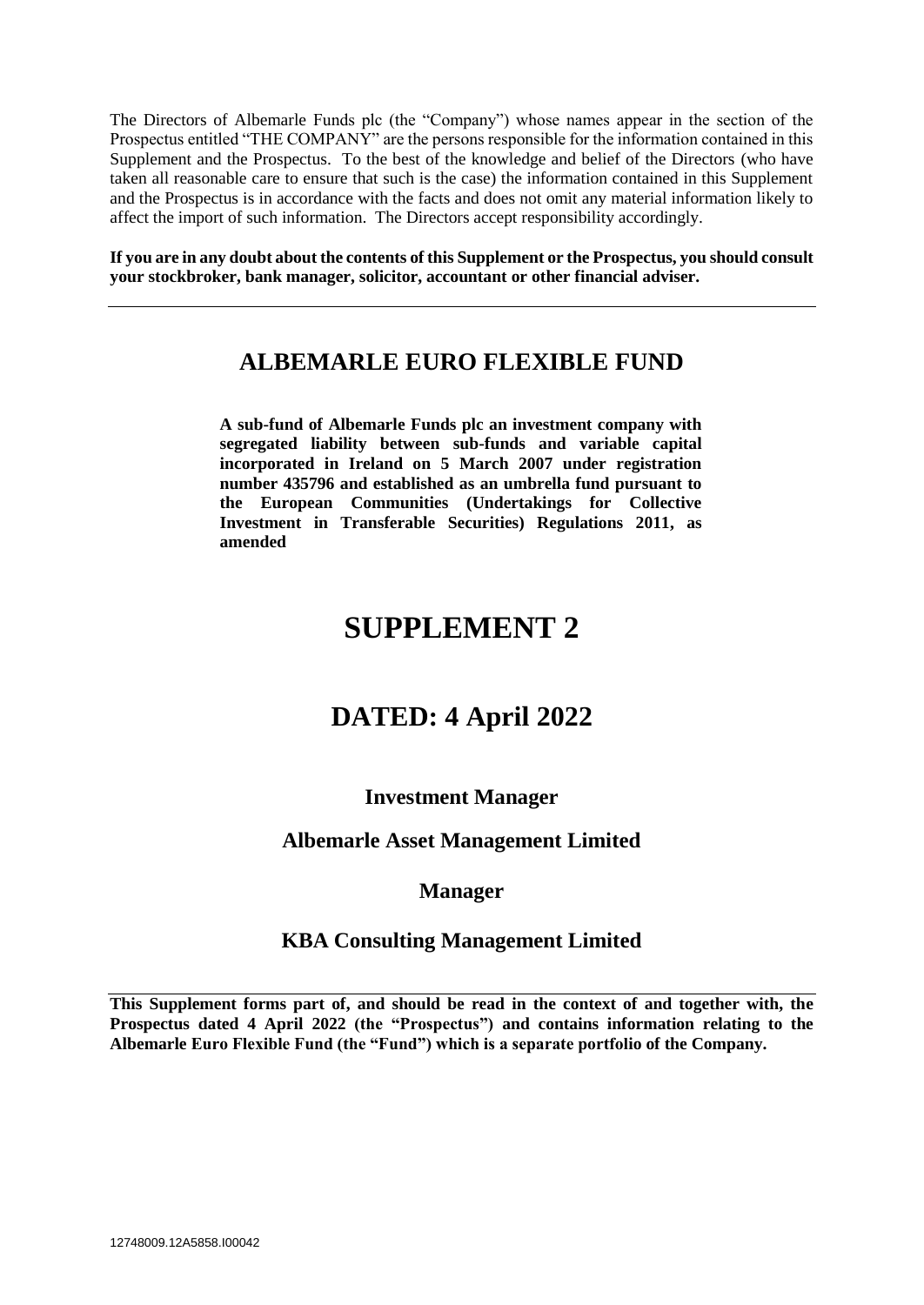The Directors of Albemarle Funds plc (the "Company") whose names appear in the section of the Prospectus entitled "THE COMPANY" are the persons responsible for the information contained in this Supplement and the Prospectus. To the best of the knowledge and belief of the Directors (who have taken all reasonable care to ensure that such is the case) the information contained in this Supplement and the Prospectus is in accordance with the facts and does not omit any material information likely to affect the import of such information. The Directors accept responsibility accordingly.

**If you are in any doubt about the contents of this Supplement or the Prospectus, you should consult your stockbroker, bank manager, solicitor, accountant or other financial adviser.**

---

## ALBEMARLE EURO FLEXIBLE FUND

**A sub-fund of Albemarle Funds plc an investment company with segregated liability between sub-funds and variable capital incorporated in Ireland on 5 March 2007 under registration number 435796 and established as an umbrella fund pursuant to the European Communities (Undertakings for Collective Investment in Transferable Securities) Regulations 2011, as amended**

# SUPPLEMENT 2

## DATED: 4 April 2022

### Investment Manager

### Albemarle Asset Management Limited

### Manager

### KBA Consulting Management Limited

---

**This Supplement forms part of, and should be read in the context of and together with, the Prospectus dated 4 April 2022 (the "Prospectus") and contains information relating to the Albemarle Euro Flexible Fund (the "Fund") which is a separate portfolio of the Company.**

12748009.12A5858.I00042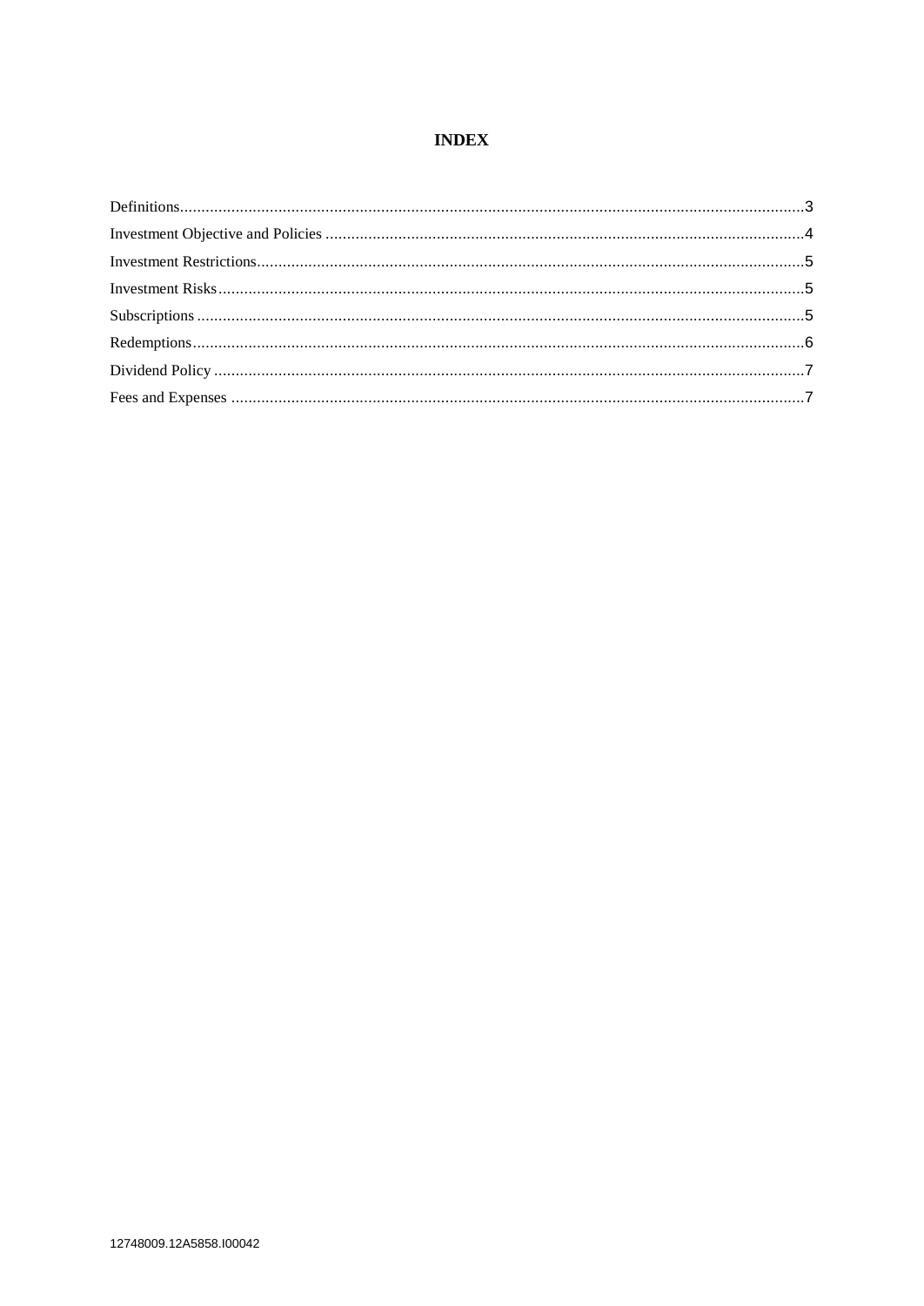# INDEX

Definitions.................................................................................................................................................3
Investment Objective and Policies ...............................................................................................................4
Investment Restrictions...............................................................................................................................5
Investment Risks........................................................................................................................................5
Subscriptions ............................................................................................................................................5
Redemptions.............................................................................................................................................6
Dividend Policy .........................................................................................................................................7
Fees and Expenses .....................................................................................................................................7

12748009.12A5858.I00042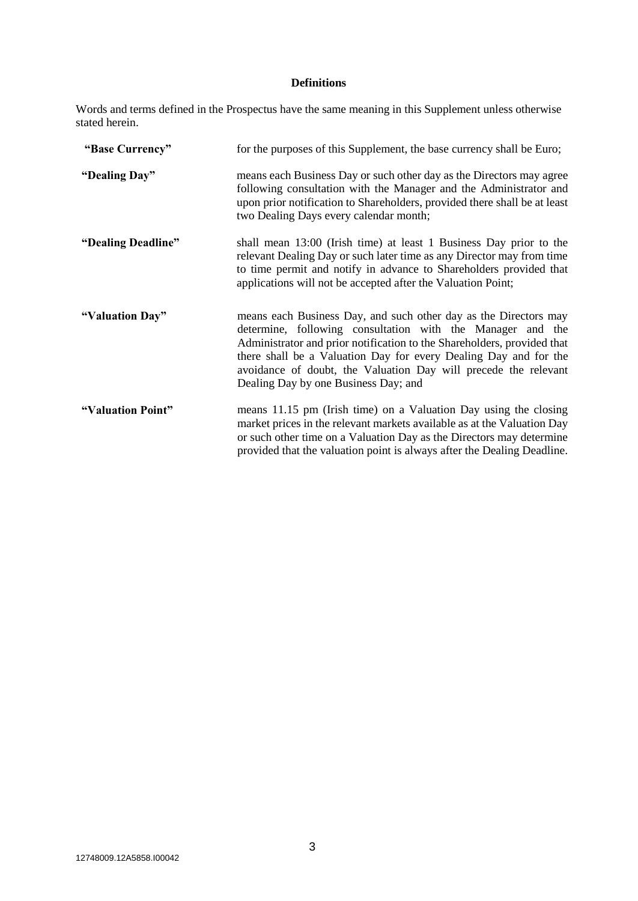## Definitions

Words and terms defined in the Prospectus have the same meaning in this Supplement unless otherwise stated herein.

| | |
|---|---|
| **"Base Currency"** | for the purposes of this Supplement, the base currency shall be Euro; |
| **"Dealing Day"** | means each Business Day or such other day as the Directors may agree following consultation with the Manager and the Administrator and upon prior notification to Shareholders, provided there shall be at least two Dealing Days every calendar month; |
| **"Dealing Deadline"** | shall mean 13:00 (Irish time) at least 1 Business Day prior to the relevant Dealing Day or such later time as any Director may from time to time permit and notify in advance to Shareholders provided that applications will not be accepted after the Valuation Point; |
| **"Valuation Day"** | means each Business Day, and such other day as the Directors may determine, following consultation with the Manager and the Administrator and prior notification to the Shareholders, provided that there shall be a Valuation Day for every Dealing Day and for the avoidance of doubt, the Valuation Day will precede the relevant Dealing Day by one Business Day; and |
| **"Valuation Point"** | means 11.15 pm (Irish time) on a Valuation Day using the closing market prices in the relevant markets available as at the Valuation Day or such other time on a Valuation Day as the Directors may determine provided that the valuation point is always after the Dealing Deadline. |

12748009.12A5858.I00042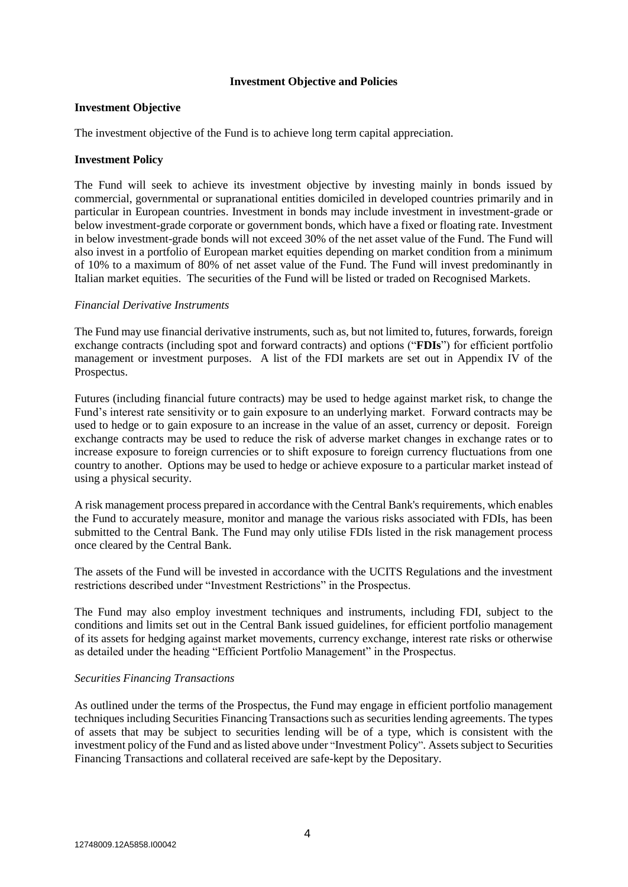## Investment Objective and Policies

**Investment Objective**

The investment objective of the Fund is to achieve long term capital appreciation.

**Investment Policy**

The Fund will seek to achieve its investment objective by investing mainly in bonds issued by commercial, governmental or supranational entities domiciled in developed countries primarily and in particular in European countries. Investment in bonds may include investment in investment-grade or below investment-grade corporate or government bonds, which have a fixed or floating rate. Investment in below investment-grade bonds will not exceed 30% of the net asset value of the Fund. The Fund will also invest in a portfolio of European market equities depending on market condition from a minimum of 10% to a maximum of 80% of net asset value of the Fund. The Fund will invest predominantly in Italian market equities. The securities of the Fund will be listed or traded on Recognised Markets.

*Financial Derivative Instruments*

The Fund may use financial derivative instruments, such as, but not limited to, futures, forwards, foreign exchange contracts (including spot and forward contracts) and options ("**FDIs**") for efficient portfolio management or investment purposes. A list of the FDI markets are set out in Appendix IV of the Prospectus.

Futures (including financial future contracts) may be used to hedge against market risk, to change the Fund's interest rate sensitivity or to gain exposure to an underlying market. Forward contracts may be used to hedge or to gain exposure to an increase in the value of an asset, currency or deposit. Foreign exchange contracts may be used to reduce the risk of adverse market changes in exchange rates or to increase exposure to foreign currencies or to shift exposure to foreign currency fluctuations from one country to another. Options may be used to hedge or achieve exposure to a particular market instead of using a physical security.

A risk management process prepared in accordance with the Central Bank's requirements, which enables the Fund to accurately measure, monitor and manage the various risks associated with FDIs, has been submitted to the Central Bank. The Fund may only utilise FDIs listed in the risk management process once cleared by the Central Bank.

The assets of the Fund will be invested in accordance with the UCITS Regulations and the investment restrictions described under "Investment Restrictions" in the Prospectus.

The Fund may also employ investment techniques and instruments, including FDI, subject to the conditions and limits set out in the Central Bank issued guidelines, for efficient portfolio management of its assets for hedging against market movements, currency exchange, interest rate risks or otherwise as detailed under the heading "Efficient Portfolio Management" in the Prospectus.

*Securities Financing Transactions*

As outlined under the terms of the Prospectus, the Fund may engage in efficient portfolio management techniques including Securities Financing Transactions such as securities lending agreements. The types of assets that may be subject to securities lending will be of a type, which is consistent with the investment policy of the Fund and as listed above under "Investment Policy". Assets subject to Securities Financing Transactions and collateral received are safe-kept by the Depositary.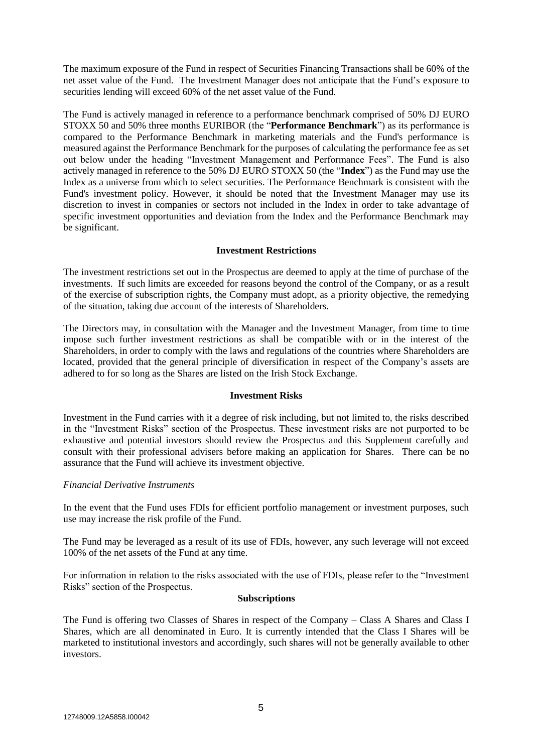The maximum exposure of the Fund in respect of Securities Financing Transactions shall be 60% of the net asset value of the Fund. The Investment Manager does not anticipate that the Fund's exposure to securities lending will exceed 60% of the net asset value of the Fund.

The Fund is actively managed in reference to a performance benchmark comprised of 50% DJ EURO STOXX 50 and 50% three months EURIBOR (the "**Performance Benchmark**") as its performance is compared to the Performance Benchmark in marketing materials and the Fund's performance is measured against the Performance Benchmark for the purposes of calculating the performance fee as set out below under the heading "Investment Management and Performance Fees". The Fund is also actively managed in reference to the 50% DJ EURO STOXX 50 (the "**Index**") as the Fund may use the Index as a universe from which to select securities. The Performance Benchmark is consistent with the Fund's investment policy. However, it should be noted that the Investment Manager may use its discretion to invest in companies or sectors not included in the Index in order to take advantage of specific investment opportunities and deviation from the Index and the Performance Benchmark may be significant.

## Investment Restrictions

The investment restrictions set out in the Prospectus are deemed to apply at the time of purchase of the investments. If such limits are exceeded for reasons beyond the control of the Company, or as a result of the exercise of subscription rights, the Company must adopt, as a priority objective, the remedying of the situation, taking due account of the interests of Shareholders.

The Directors may, in consultation with the Manager and the Investment Manager, from time to time impose such further investment restrictions as shall be compatible with or in the interest of the Shareholders, in order to comply with the laws and regulations of the countries where Shareholders are located, provided that the general principle of diversification in respect of the Company's assets are adhered to for so long as the Shares are listed on the Irish Stock Exchange.

## Investment Risks

Investment in the Fund carries with it a degree of risk including, but not limited to, the risks described in the "Investment Risks" section of the Prospectus. These investment risks are not purported to be exhaustive and potential investors should review the Prospectus and this Supplement carefully and consult with their professional advisers before making an application for Shares. There can be no assurance that the Fund will achieve its investment objective.

*Financial Derivative Instruments*

In the event that the Fund uses FDIs for efficient portfolio management or investment purposes, such use may increase the risk profile of the Fund.

The Fund may be leveraged as a result of its use of FDIs, however, any such leverage will not exceed 100% of the net assets of the Fund at any time.

For information in relation to the risks associated with the use of FDIs, please refer to the "Investment Risks" section of the Prospectus.

## Subscriptions

The Fund is offering two Classes of Shares in respect of the Company – Class A Shares and Class I Shares, which are all denominated in Euro. It is currently intended that the Class I Shares will be marketed to institutional investors and accordingly, such shares will not be generally available to other investors.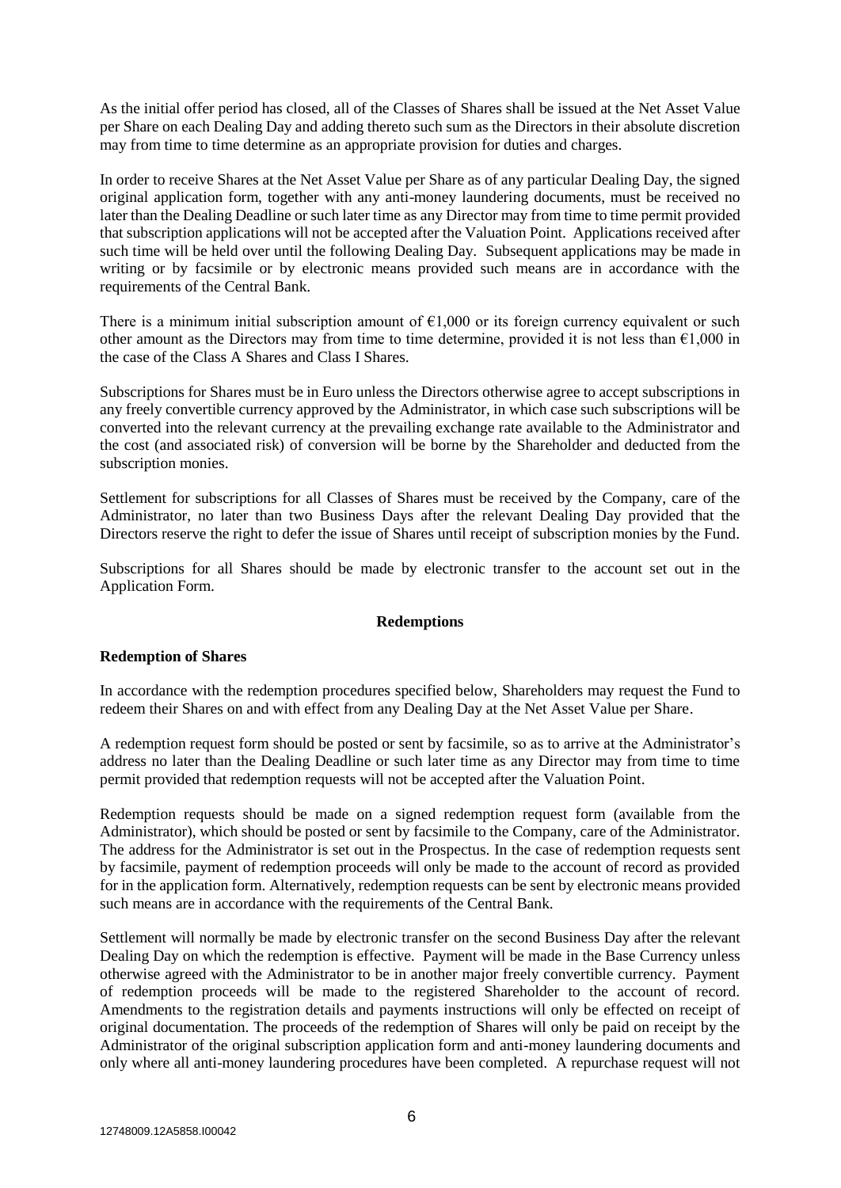As the initial offer period has closed, all of the Classes of Shares shall be issued at the Net Asset Value per Share on each Dealing Day and adding thereto such sum as the Directors in their absolute discretion may from time to time determine as an appropriate provision for duties and charges.

In order to receive Shares at the Net Asset Value per Share as of any particular Dealing Day, the signed original application form, together with any anti-money laundering documents, must be received no later than the Dealing Deadline or such later time as any Director may from time to time permit provided that subscription applications will not be accepted after the Valuation Point. Applications received after such time will be held over until the following Dealing Day. Subsequent applications may be made in writing or by facsimile or by electronic means provided such means are in accordance with the requirements of the Central Bank.

There is a minimum initial subscription amount of €1,000 or its foreign currency equivalent or such other amount as the Directors may from time to time determine, provided it is not less than €1,000 in the case of the Class A Shares and Class I Shares.

Subscriptions for Shares must be in Euro unless the Directors otherwise agree to accept subscriptions in any freely convertible currency approved by the Administrator, in which case such subscriptions will be converted into the relevant currency at the prevailing exchange rate available to the Administrator and the cost (and associated risk) of conversion will be borne by the Shareholder and deducted from the subscription monies.

Settlement for subscriptions for all Classes of Shares must be received by the Company, care of the Administrator, no later than two Business Days after the relevant Dealing Day provided that the Directors reserve the right to defer the issue of Shares until receipt of subscription monies by the Fund.

Subscriptions for all Shares should be made by electronic transfer to the account set out in the Application Form.

## Redemptions

### Redemption of Shares

In accordance with the redemption procedures specified below, Shareholders may request the Fund to redeem their Shares on and with effect from any Dealing Day at the Net Asset Value per Share.

A redemption request form should be posted or sent by facsimile, so as to arrive at the Administrator's address no later than the Dealing Deadline or such later time as any Director may from time to time permit provided that redemption requests will not be accepted after the Valuation Point.

Redemption requests should be made on a signed redemption request form (available from the Administrator), which should be posted or sent by facsimile to the Company, care of the Administrator. The address for the Administrator is set out in the Prospectus. In the case of redemption requests sent by facsimile, payment of redemption proceeds will only be made to the account of record as provided for in the application form. Alternatively, redemption requests can be sent by electronic means provided such means are in accordance with the requirements of the Central Bank.

Settlement will normally be made by electronic transfer on the second Business Day after the relevant Dealing Day on which the redemption is effective. Payment will be made in the Base Currency unless otherwise agreed with the Administrator to be in another major freely convertible currency. Payment of redemption proceeds will be made to the registered Shareholder to the account of record. Amendments to the registration details and payments instructions will only be effected on receipt of original documentation. The proceeds of the redemption of Shares will only be paid on receipt by the Administrator of the original subscription application form and anti-money laundering documents and only where all anti-money laundering procedures have been completed. A repurchase request will not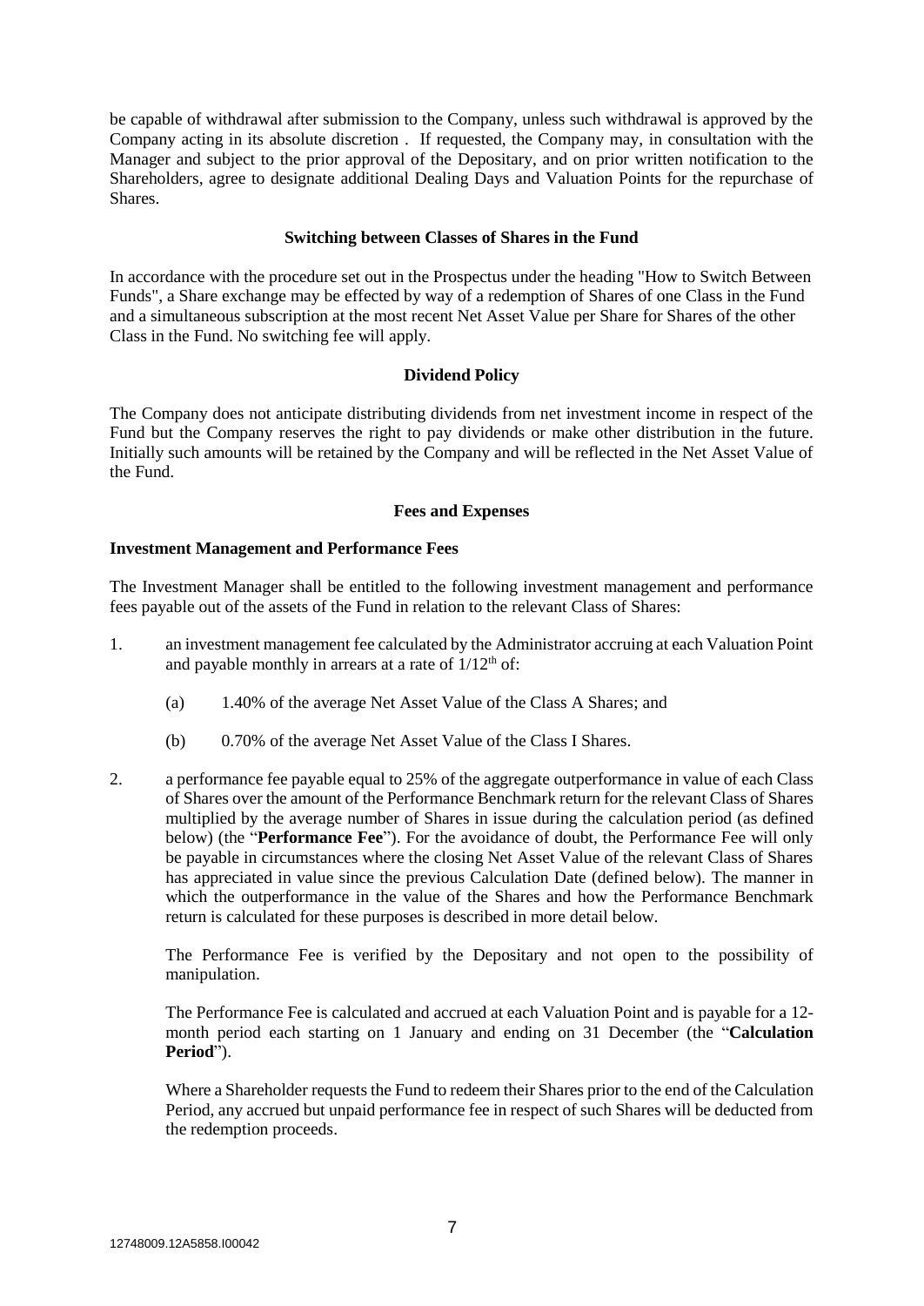be capable of withdrawal after submission to the Company, unless such withdrawal is approved by the Company acting in its absolute discretion . If requested, the Company may, in consultation with the Manager and subject to the prior approval of the Depositary, and on prior written notification to the Shareholders, agree to designate additional Dealing Days and Valuation Points for the repurchase of Shares.

**Switching between Classes of Shares in the Fund**

In accordance with the procedure set out in the Prospectus under the heading "How to Switch Between Funds", a Share exchange may be effected by way of a redemption of Shares of one Class in the Fund and a simultaneous subscription at the most recent Net Asset Value per Share for Shares of the other Class in the Fund. No switching fee will apply.

**Dividend Policy**

The Company does not anticipate distributing dividends from net investment income in respect of the Fund but the Company reserves the right to pay dividends or make other distribution in the future. Initially such amounts will be retained by the Company and will be reflected in the Net Asset Value of the Fund.

**Fees and Expenses**

**Investment Management and Performance Fees**

The Investment Manager shall be entitled to the following investment management and performance fees payable out of the assets of the Fund in relation to the relevant Class of Shares:

1. an investment management fee calculated by the Administrator accruing at each Valuation Point and payable monthly in arrears at a rate of $1/12^{th}$ of:

   (a) 1.40% of the average Net Asset Value of the Class A Shares; and

   (b) 0.70% of the average Net Asset Value of the Class I Shares.

2. a performance fee payable equal to 25% of the aggregate outperformance in value of each Class of Shares over the amount of the Performance Benchmark return for the relevant Class of Shares multiplied by the average number of Shares in issue during the calculation period (as defined below) (the "**Performance Fee**"). For the avoidance of doubt, the Performance Fee will only be payable in circumstances where the closing Net Asset Value of the relevant Class of Shares has appreciated in value since the previous Calculation Date (defined below). The manner in which the outperformance in the value of the Shares and how the Performance Benchmark return is calculated for these purposes is described in more detail below.

   The Performance Fee is verified by the Depositary and not open to the possibility of manipulation.

   The Performance Fee is calculated and accrued at each Valuation Point and is payable for a 12-month period each starting on 1 January and ending on 31 December (the "**Calculation Period**").

   Where a Shareholder requests the Fund to redeem their Shares prior to the end of the Calculation Period, any accrued but unpaid performance fee in respect of such Shares will be deducted from the redemption proceeds.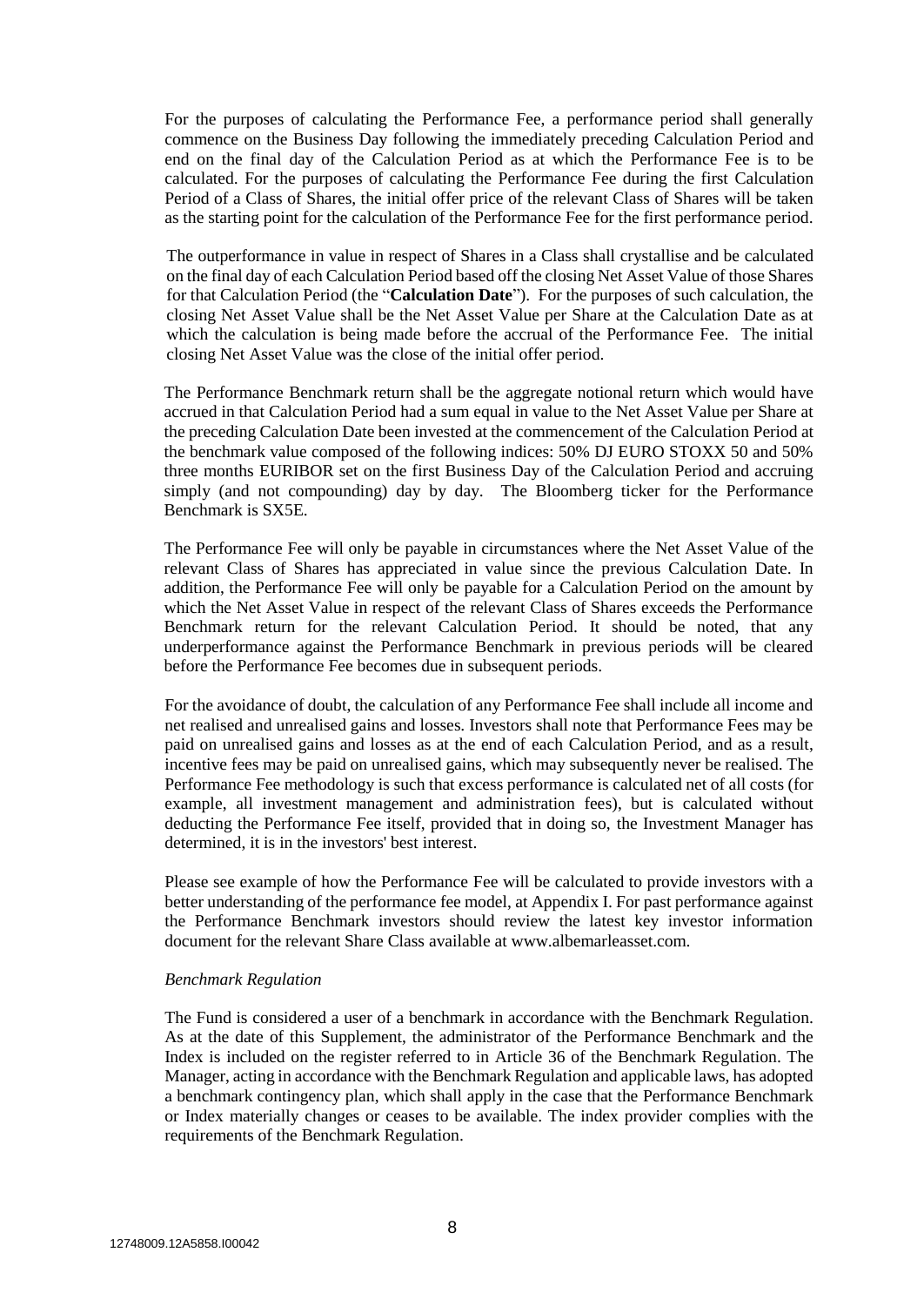For the purposes of calculating the Performance Fee, a performance period shall generally commence on the Business Day following the immediately preceding Calculation Period and end on the final day of the Calculation Period as at which the Performance Fee is to be calculated. For the purposes of calculating the Performance Fee during the first Calculation Period of a Class of Shares, the initial offer price of the relevant Class of Shares will be taken as the starting point for the calculation of the Performance Fee for the first performance period.

The outperformance in value in respect of Shares in a Class shall crystallise and be calculated on the final day of each Calculation Period based off the closing Net Asset Value of those Shares for that Calculation Period (the "**Calculation Date**"). For the purposes of such calculation, the closing Net Asset Value shall be the Net Asset Value per Share at the Calculation Date as at which the calculation is being made before the accrual of the Performance Fee. The initial closing Net Asset Value was the close of the initial offer period.

The Performance Benchmark return shall be the aggregate notional return which would have accrued in that Calculation Period had a sum equal in value to the Net Asset Value per Share at the preceding Calculation Date been invested at the commencement of the Calculation Period at the benchmark value composed of the following indices: 50% DJ EURO STOXX 50 and 50% three months EURIBOR set on the first Business Day of the Calculation Period and accruing simply (and not compounding) day by day. The Bloomberg ticker for the Performance Benchmark is SX5E.

The Performance Fee will only be payable in circumstances where the Net Asset Value of the relevant Class of Shares has appreciated in value since the previous Calculation Date. In addition, the Performance Fee will only be payable for a Calculation Period on the amount by which the Net Asset Value in respect of the relevant Class of Shares exceeds the Performance Benchmark return for the relevant Calculation Period. It should be noted, that any underperformance against the Performance Benchmark in previous periods will be cleared before the Performance Fee becomes due in subsequent periods.

For the avoidance of doubt, the calculation of any Performance Fee shall include all income and net realised and unrealised gains and losses. Investors shall note that Performance Fees may be paid on unrealised gains and losses as at the end of each Calculation Period, and as a result, incentive fees may be paid on unrealised gains, which may subsequently never be realised. The Performance Fee methodology is such that excess performance is calculated net of all costs (for example, all investment management and administration fees), but is calculated without deducting the Performance Fee itself, provided that in doing so, the Investment Manager has determined, it is in the investors' best interest.

Please see example of how the Performance Fee will be calculated to provide investors with a better understanding of the performance fee model, at Appendix I. For past performance against the Performance Benchmark investors should review the latest key investor information document for the relevant Share Class available at www.albemarleasset.com.

*Benchmark Regulation*

The Fund is considered a user of a benchmark in accordance with the Benchmark Regulation. As at the date of this Supplement, the administrator of the Performance Benchmark and the Index is included on the register referred to in Article 36 of the Benchmark Regulation. The Manager, acting in accordance with the Benchmark Regulation and applicable laws, has adopted a benchmark contingency plan, which shall apply in the case that the Performance Benchmark or Index materially changes or ceases to be available. The index provider complies with the requirements of the Benchmark Regulation.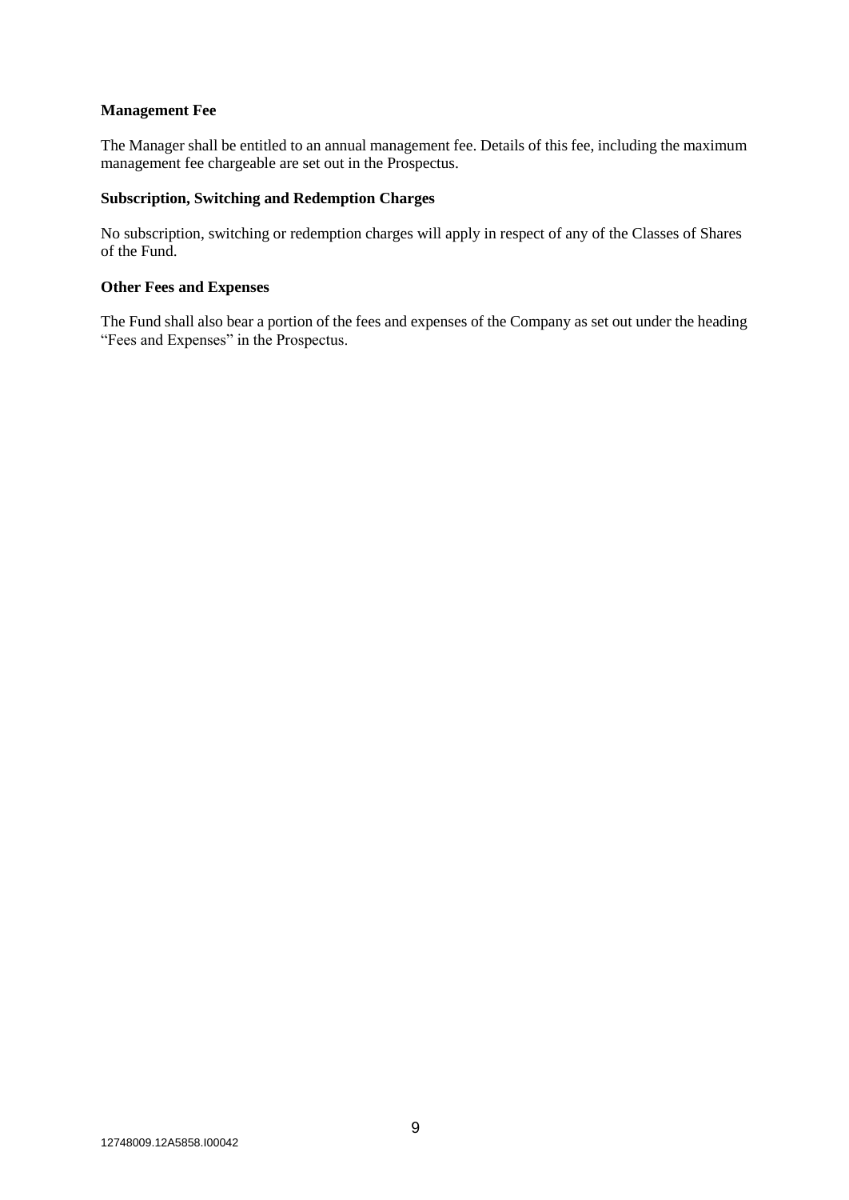**Management Fee**

The Manager shall be entitled to an annual management fee. Details of this fee, including the maximum management fee chargeable are set out in the Prospectus.

**Subscription, Switching and Redemption Charges**

No subscription, switching or redemption charges will apply in respect of any of the Classes of Shares of the Fund.

**Other Fees and Expenses**

The Fund shall also bear a portion of the fees and expenses of the Company as set out under the heading "Fees and Expenses" in the Prospectus.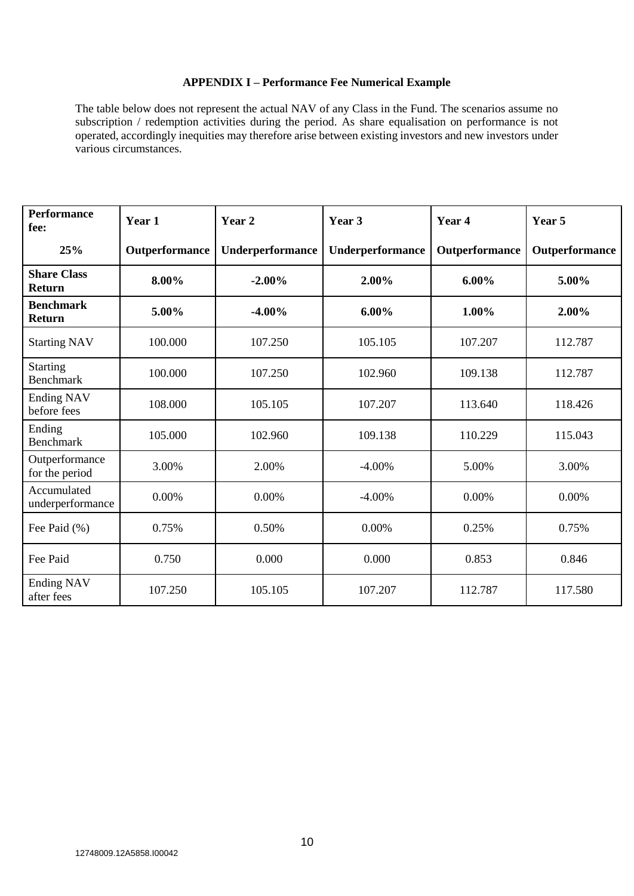**APPENDIX I – Performance Fee Numerical Example**

The table below does not represent the actual NAV of any Class in the Fund. The scenarios assume no subscription / redemption activities during the period. As share equalisation on performance is not operated, accordingly inequities may therefore arise between existing investors and new investors under various circumstances.

| **Performance fee:** **25%** | **Year 1** **Outperformance** | **Year 2** **Underperformance** | **Year 3** **Underperformance** | **Year 4** **Outperformance** | **Year 5** **Outperformance** |
|---|---|---|---|---|---|
| **Share Class Return** | **8.00%** | **-2.00%** | **2.00%** | **6.00%** | **5.00%** |
| **Benchmark Return** | **5.00%** | **-4.00%** | **6.00%** | **1.00%** | **2.00%** |
| Starting NAV | 100.000 | 107.250 | 105.105 | 107.207 | 112.787 |
| Starting Benchmark | 100.000 | 107.250 | 102.960 | 109.138 | 112.787 |
| Ending NAV before fees | 108.000 | 105.105 | 107.207 | 113.640 | 118.426 |
| Ending Benchmark | 105.000 | 102.960 | 109.138 | 110.229 | 115.043 |
| Outperformance for the period | 3.00% | 2.00% | -4.00% | 5.00% | 3.00% |
| Accumulated underperformance | 0.00% | 0.00% | -4.00% | 0.00% | 0.00% |
| Fee Paid (%) | 0.75% | 0.50% | 0.00% | 0.25% | 0.75% |
| Fee Paid | 0.750 | 0.000 | 0.000 | 0.853 | 0.846 |
| Ending NAV after fees | 107.250 | 105.105 | 107.207 | 112.787 | 117.580 |

12748009.12A5858.I00042